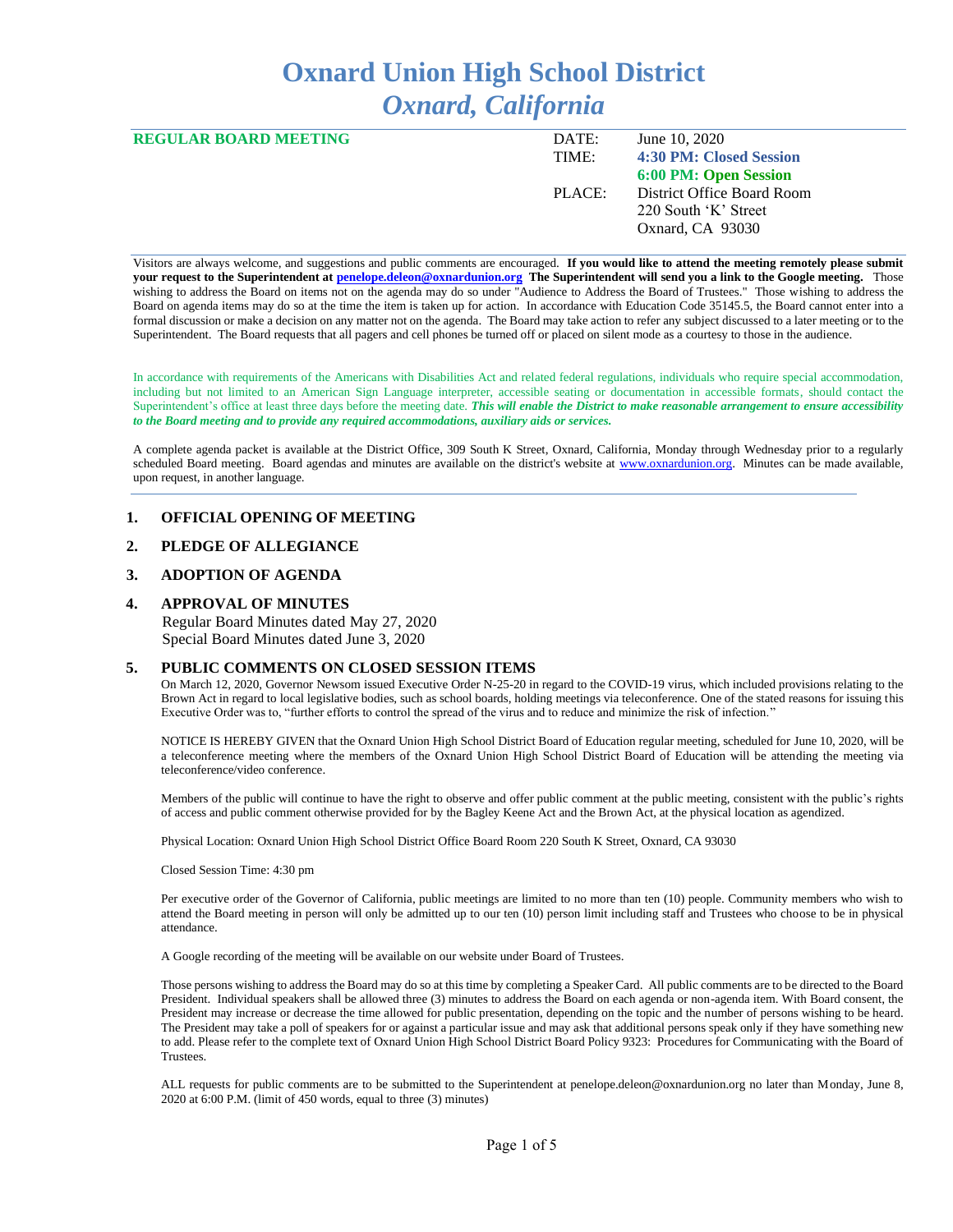# Oxnard Union High School District
## *Oxnard, California*

**REGULAR BOARD MEETING**

| | |
|---|---|
| DATE: | June 10, 2020 |
| TIME: | **4:30 PM: Closed Session** |
| | **6:00 PM: Open Session** |
| PLACE: | District Office Board Room |
| | 220 South 'K' Street |
| | Oxnard, CA 93030 |

Visitors are always welcome, and suggestions and public comments are encouraged. **If you would like to attend the meeting remotely please submit your request to the Superintendent at penelope.deleon@oxnardunion.org The Superintendent will send you a link to the Google meeting.** Those wishing to address the Board on items not on the agenda may do so under "Audience to Address the Board of Trustees." Those wishing to address the Board on agenda items may do so at the time the item is taken up for action. In accordance with Education Code 35145.5, the Board cannot enter into a formal discussion or make a decision on any matter not on the agenda. The Board may take action to refer any subject discussed to a later meeting or to the Superintendent. The Board requests that all pagers and cell phones be turned off or placed on silent mode as a courtesy to those in the audience.

In accordance with requirements of the Americans with Disabilities Act and related federal regulations, individuals who require special accommodation, including but not limited to an American Sign Language interpreter, accessible seating or documentation in accessible formats, should contact the Superintendent's office at least three days before the meeting date. ***This will enable the District to make reasonable arrangement to ensure accessibility to the Board meeting and to provide any required accommodations, auxiliary aids or services.***

A complete agenda packet is available at the District Office, 309 South K Street, Oxnard, California, Monday through Wednesday prior to a regularly scheduled Board meeting. Board agendas and minutes are available on the district's website at www.oxnardunion.org. Minutes can be made available, upon request, in another language.

## 1. OFFICIAL OPENING OF MEETING

## 2. PLEDGE OF ALLEGIANCE

## 3. ADOPTION OF AGENDA

## 4. APPROVAL OF MINUTES

Regular Board Minutes dated May 27, 2020
Special Board Minutes dated June 3, 2020

## 5. PUBLIC COMMENTS ON CLOSED SESSION ITEMS

On March 12, 2020, Governor Newsom issued Executive Order N-25-20 in regard to the COVID-19 virus, which included provisions relating to the Brown Act in regard to local legislative bodies, such as school boards, holding meetings via teleconference. One of the stated reasons for issuing this Executive Order was to, "further efforts to control the spread of the virus and to reduce and minimize the risk of infection."

NOTICE IS HEREBY GIVEN that the Oxnard Union High School District Board of Education regular meeting, scheduled for June 10, 2020, will be a teleconference meeting where the members of the Oxnard Union High School District Board of Education will be attending the meeting via teleconference/video conference.

Members of the public will continue to have the right to observe and offer public comment at the public meeting, consistent with the public's rights of access and public comment otherwise provided for by the Bagley Keene Act and the Brown Act, at the physical location as agendized.

Physical Location: Oxnard Union High School District Office Board Room 220 South K Street, Oxnard, CA 93030

Closed Session Time: 4:30 pm

Per executive order of the Governor of California, public meetings are limited to no more than ten (10) people. Community members who wish to attend the Board meeting in person will only be admitted up to our ten (10) person limit including staff and Trustees who choose to be in physical attendance.

A Google recording of the meeting will be available on our website under Board of Trustees.

Those persons wishing to address the Board may do so at this time by completing a Speaker Card. All public comments are to be directed to the Board President. Individual speakers shall be allowed three (3) minutes to address the Board on each agenda or non-agenda item. With Board consent, the President may increase or decrease the time allowed for public presentation, depending on the topic and the number of persons wishing to be heard. The President may take a poll of speakers for or against a particular issue and may ask that additional persons speak only if they have something new to add. Please refer to the complete text of Oxnard Union High School District Board Policy 9323: Procedures for Communicating with the Board of Trustees.

ALL requests for public comments are to be submitted to the Superintendent at penelope.deleon@oxnardunion.org no later than Monday, June 8, 2020 at 6:00 P.M. (limit of 450 words, equal to three (3) minutes)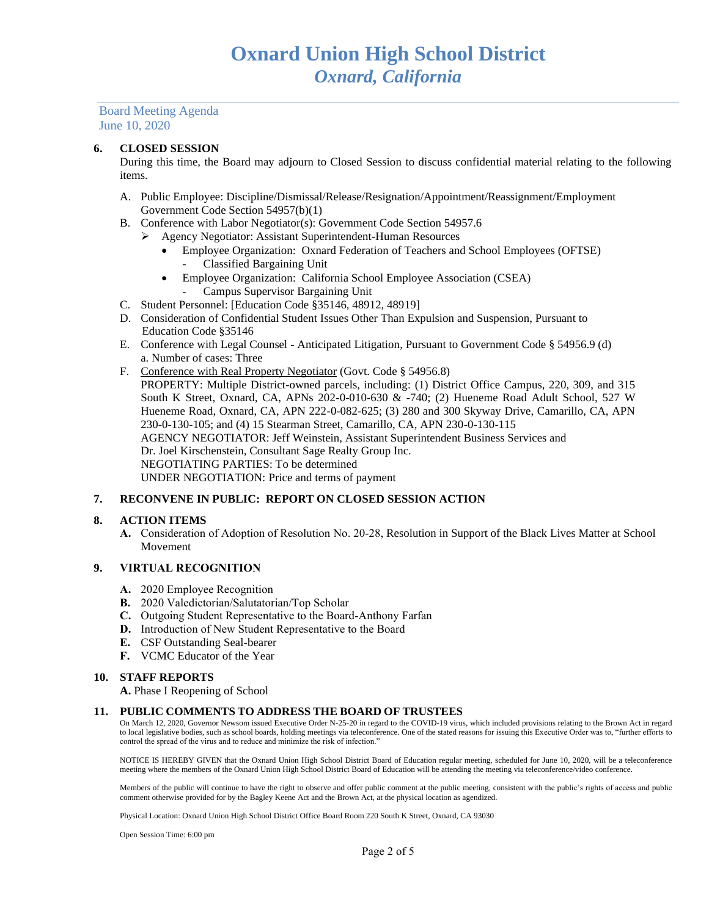# Oxnard Union High School District
## *Oxnard, California*

Board Meeting Agenda
June 10, 2020

**6. CLOSED SESSION**

During this time, the Board may adjourn to Closed Session to discuss confidential material relating to the following items.

A. Public Employee: Discipline/Dismissal/Release/Resignation/Appointment/Reassignment/Employment Government Code Section 54957(b)(1)

B. Conference with Labor Negotiator(s): Government Code Section 54957.6
   - Agency Negotiator: Assistant Superintendent-Human Resources
     - Employee Organization: Oxnard Federation of Teachers and School Employees (OFTSE)
       - Classified Bargaining Unit
     - Employee Organization: California School Employee Association (CSEA)
       - Campus Supervisor Bargaining Unit

C. Student Personnel: [Education Code §35146, 48912, 48919]

D. Consideration of Confidential Student Issues Other Than Expulsion and Suspension, Pursuant to Education Code §35146

E. Conference with Legal Counsel - Anticipated Litigation, Pursuant to Government Code § 54956.9 (d)
   a. Number of cases: Three

F. Conference with Real Property Negotiator (Govt. Code § 54956.8)
   PROPERTY: Multiple District-owned parcels, including: (1) District Office Campus, 220, 309, and 315 South K Street, Oxnard, CA, APNs 202-0-010-630 & -740; (2) Hueneme Road Adult School, 527 W Hueneme Road, Oxnard, CA, APN 222-0-082-625; (3) 280 and 300 Skyway Drive, Camarillo, CA, APN 230-0-130-105; and (4) 15 Stearman Street, Camarillo, CA, APN 230-0-130-115
   AGENCY NEGOTIATOR: Jeff Weinstein, Assistant Superintendent Business Services and Dr. Joel Kirschenstein, Consultant Sage Realty Group Inc.
   NEGOTIATING PARTIES: To be determined
   UNDER NEGOTIATION: Price and terms of payment

**7. RECONVENE IN PUBLIC: REPORT ON CLOSED SESSION ACTION**

**8. ACTION ITEMS**

**A.** Consideration of Adoption of Resolution No. 20-28, Resolution in Support of the Black Lives Matter at School Movement

**9. VIRTUAL RECOGNITION**

**A.** 2020 Employee Recognition
**B.** 2020 Valedictorian/Salutatorian/Top Scholar
**C.** Outgoing Student Representative to the Board-Anthony Farfan
**D.** Introduction of New Student Representative to the Board
**E.** CSF Outstanding Seal-bearer
**F.** VCMC Educator of the Year

**10. STAFF REPORTS**

**A.** Phase I Reopening of School

**11. PUBLIC COMMENTS TO ADDRESS THE BOARD OF TRUSTEES**

On March 12, 2020, Governor Newsom issued Executive Order N-25-20 in regard to the COVID-19 virus, which included provisions relating to the Brown Act in regard to local legislative bodies, such as school boards, holding meetings via teleconference. One of the stated reasons for issuing this Executive Order was to, "further efforts to control the spread of the virus and to reduce and minimize the risk of infection."

NOTICE IS HEREBY GIVEN that the Oxnard Union High School District Board of Education regular meeting, scheduled for June 10, 2020, will be a teleconference meeting where the members of the Oxnard Union High School District Board of Education will be attending the meeting via teleconference/video conference.

Members of the public will continue to have the right to observe and offer public comment at the public meeting, consistent with the public's rights of access and public comment otherwise provided for by the Bagley Keene Act and the Brown Act, at the physical location as agendized.

Physical Location: Oxnard Union High School District Office Board Room 220 South K Street, Oxnard, CA 93030

Open Session Time: 6:00 pm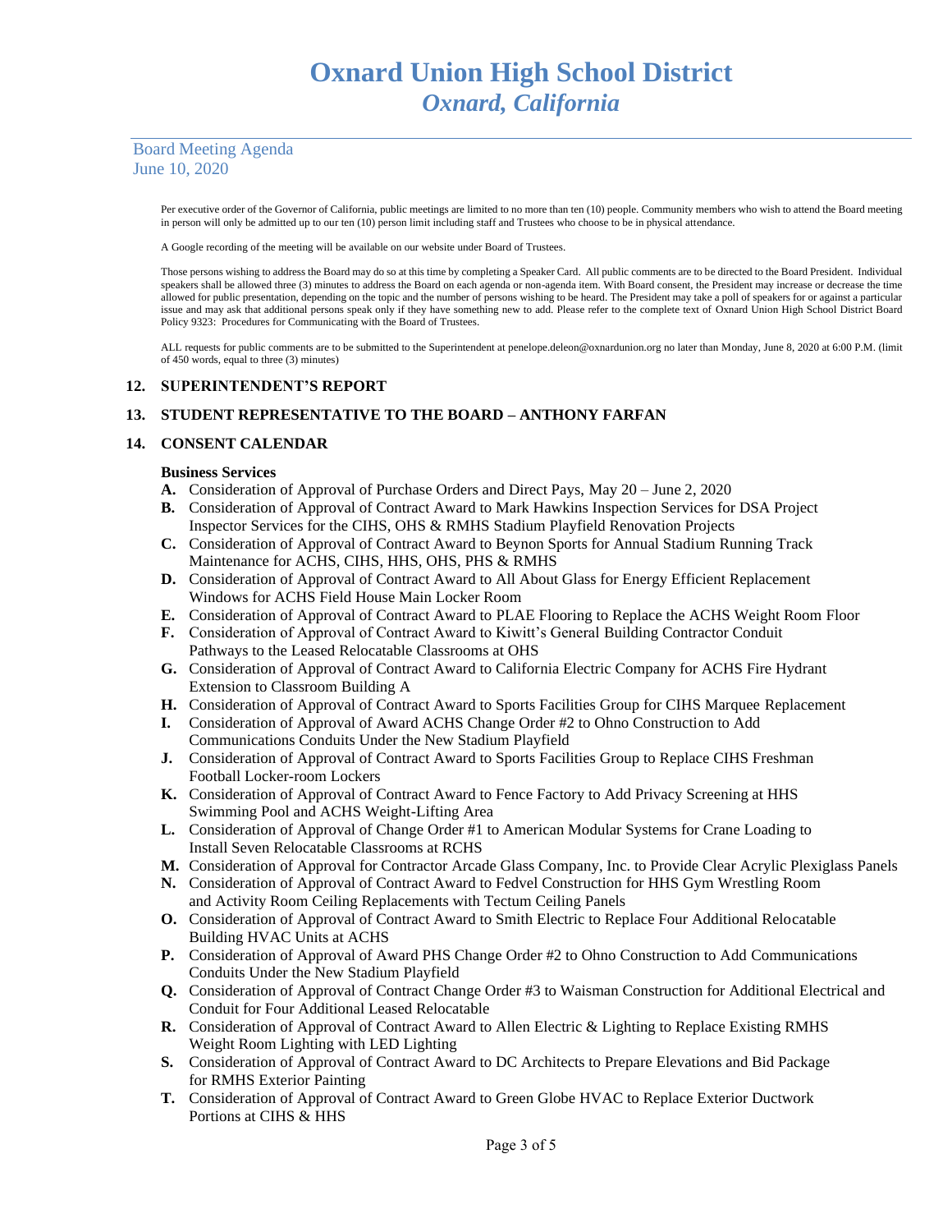# Oxnard Union High School District
## *Oxnard, California*

Board Meeting Agenda
June 10, 2020

Per executive order of the Governor of California, public meetings are limited to no more than ten (10) people. Community members who wish to attend the Board meeting in person will only be admitted up to our ten (10) person limit including staff and Trustees who choose to be in physical attendance.

A Google recording of the meeting will be available on our website under Board of Trustees.

Those persons wishing to address the Board may do so at this time by completing a Speaker Card. All public comments are to be directed to the Board President. Individual speakers shall be allowed three (3) minutes to address the Board on each agenda or non-agenda item. With Board consent, the President may increase or decrease the time allowed for public presentation, depending on the topic and the number of persons wishing to be heard. The President may take a poll of speakers for or against a particular issue and may ask that additional persons speak only if they have something new to add. Please refer to the complete text of Oxnard Union High School District Board Policy 9323: Procedures for Communicating with the Board of Trustees.

ALL requests for public comments are to be submitted to the Superintendent at penelope.deleon@oxnardunion.org no later than Monday, June 8, 2020 at 6:00 P.M. (limit of 450 words, equal to three (3) minutes)

**12. SUPERINTENDENT'S REPORT**

**13. STUDENT REPRESENTATIVE TO THE BOARD – ANTHONY FARFAN**

**14. CONSENT CALENDAR**

**Business Services**

**A.** Consideration of Approval of Purchase Orders and Direct Pays, May 20 – June 2, 2020
**B.** Consideration of Approval of Contract Award to Mark Hawkins Inspection Services for DSA Project Inspector Services for the CIHS, OHS & RMHS Stadium Playfield Renovation Projects
**C.** Consideration of Approval of Contract Award to Beynon Sports for Annual Stadium Running Track Maintenance for ACHS, CIHS, HHS, OHS, PHS & RMHS
**D.** Consideration of Approval of Contract Award to All About Glass for Energy Efficient Replacement Windows for ACHS Field House Main Locker Room
**E.** Consideration of Approval of Contract Award to PLAE Flooring to Replace the ACHS Weight Room Floor
**F.** Consideration of Approval of Contract Award to Kiwitt's General Building Contractor Conduit Pathways to the Leased Relocatable Classrooms at OHS
**G.** Consideration of Approval of Contract Award to California Electric Company for ACHS Fire Hydrant Extension to Classroom Building A
**H.** Consideration of Approval of Contract Award to Sports Facilities Group for CIHS Marquee Replacement
**I.** Consideration of Approval of Award ACHS Change Order #2 to Ohno Construction to Add Communications Conduits Under the New Stadium Playfield
**J.** Consideration of Approval of Contract Award to Sports Facilities Group to Replace CIHS Freshman Football Locker-room Lockers
**K.** Consideration of Approval of Contract Award to Fence Factory to Add Privacy Screening at HHS Swimming Pool and ACHS Weight-Lifting Area
**L.** Consideration of Approval of Change Order #1 to American Modular Systems for Crane Loading to Install Seven Relocatable Classrooms at RCHS
**M.** Consideration of Approval for Contractor Arcade Glass Company, Inc. to Provide Clear Acrylic Plexiglass Panels
**N.** Consideration of Approval of Contract Award to Fedvel Construction for HHS Gym Wrestling Room and Activity Room Ceiling Replacements with Tectum Ceiling Panels
**O.** Consideration of Approval of Contract Award to Smith Electric to Replace Four Additional Relocatable Building HVAC Units at ACHS
**P.** Consideration of Approval of Award PHS Change Order #2 to Ohno Construction to Add Communications Conduits Under the New Stadium Playfield
**Q.** Consideration of Approval of Contract Change Order #3 to Waisman Construction for Additional Electrical and Conduit for Four Additional Leased Relocatable
**R.** Consideration of Approval of Contract Award to Allen Electric & Lighting to Replace Existing RMHS Weight Room Lighting with LED Lighting
**S.** Consideration of Approval of Contract Award to DC Architects to Prepare Elevations and Bid Package for RMHS Exterior Painting
**T.** Consideration of Approval of Contract Award to Green Globe HVAC to Replace Exterior Ductwork Portions at CIHS & HHS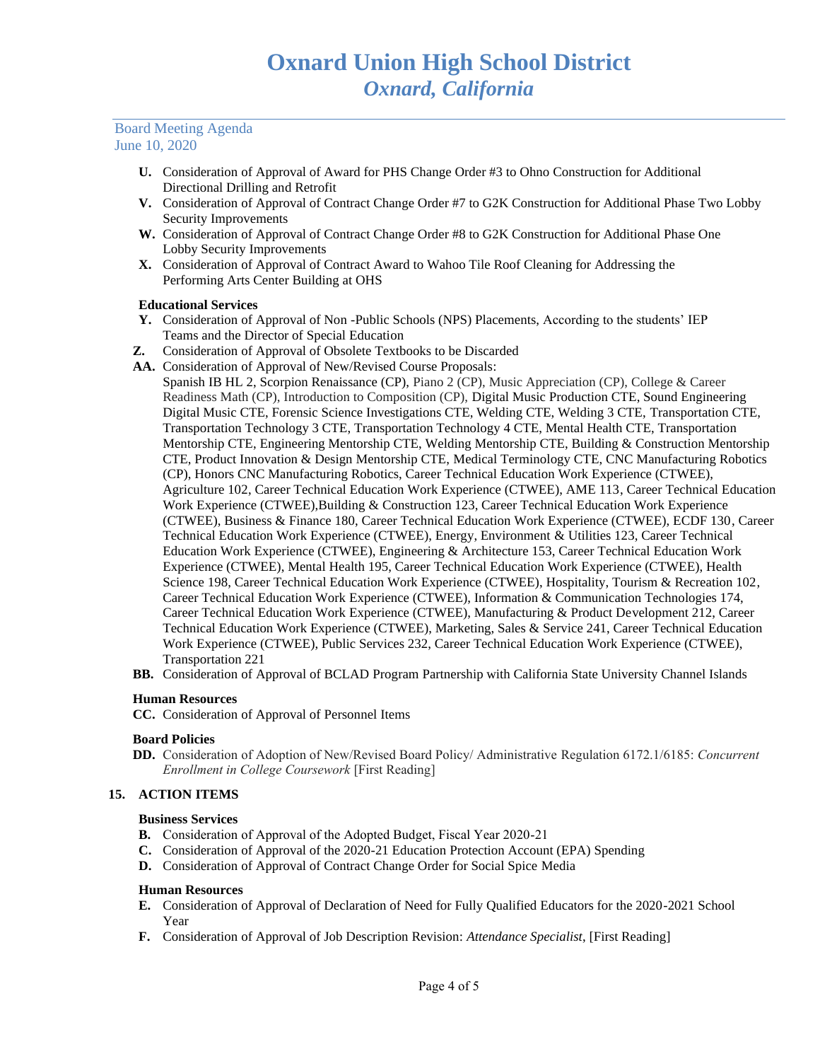**U.** Consideration of Approval of Award for PHS Change Order #3 to Ohno Construction for Additional Directional Drilling and Retrofit

**V.** Consideration of Approval of Contract Change Order #7 to G2K Construction for Additional Phase Two Lobby Security Improvements

**W.** Consideration of Approval of Contract Change Order #8 to G2K Construction for Additional Phase One Lobby Security Improvements

**X.** Consideration of Approval of Contract Award to Wahoo Tile Roof Cleaning for Addressing the Performing Arts Center Building at OHS

**Educational Services**

**Y.** Consideration of Approval of Non -Public Schools (NPS) Placements, According to the students' IEP Teams and the Director of Special Education

**Z.** Consideration of Approval of Obsolete Textbooks to be Discarded

**AA.** Consideration of Approval of New/Revised Course Proposals:
Spanish IB HL 2, Scorpion Renaissance (CP), Piano 2 (CP), Music Appreciation (CP), College & Career Readiness Math (CP), Introduction to Composition (CP), Digital Music Production CTE, Sound Engineering Digital Music CTE, Forensic Science Investigations CTE, Welding CTE, Welding 3 CTE, Transportation CTE, Transportation Technology 3 CTE, Transportation Technology 4 CTE, Mental Health CTE, Transportation Mentorship CTE, Engineering Mentorship CTE, Welding Mentorship CTE, Building & Construction Mentorship CTE, Product Innovation & Design Mentorship CTE, Medical Terminology CTE, CNC Manufacturing Robotics (CP), Honors CNC Manufacturing Robotics, Career Technical Education Work Experience (CTWEE), Agriculture 102, Career Technical Education Work Experience (CTWEE), AME 113, Career Technical Education Work Experience (CTWEE),Building & Construction 123, Career Technical Education Work Experience (CTWEE), Business & Finance 180, Career Technical Education Work Experience (CTWEE), ECDF 130, Career Technical Education Work Experience (CTWEE), Energy, Environment & Utilities 123, Career Technical Education Work Experience (CTWEE), Engineering & Architecture 153, Career Technical Education Work Experience (CTWEE), Mental Health 195, Career Technical Education Work Experience (CTWEE), Health Science 198, Career Technical Education Work Experience (CTWEE), Hospitality, Tourism & Recreation 102, Career Technical Education Work Experience (CTWEE), Information & Communication Technologies 174, Career Technical Education Work Experience (CTWEE), Manufacturing & Product Development 212, Career Technical Education Work Experience (CTWEE), Marketing, Sales & Service 241, Career Technical Education Work Experience (CTWEE), Public Services 232, Career Technical Education Work Experience (CTWEE), Transportation 221

**BB.** Consideration of Approval of BCLAD Program Partnership with California State University Channel Islands

**Human Resources**

**CC.** Consideration of Approval of Personnel Items

**Board Policies**

**DD.** Consideration of Adoption of New/Revised Board Policy/ Administrative Regulation 6172.1/6185: *Concurrent Enrollment in College Coursework* [First Reading]

**15. ACTION ITEMS**

**Business Services**

**B.** Consideration of Approval of the Adopted Budget, Fiscal Year 2020-21

**C.** Consideration of Approval of the 2020-21 Education Protection Account (EPA) Spending

**D.** Consideration of Approval of Contract Change Order for Social Spice Media

**Human Resources**

**E.** Consideration of Approval of Declaration of Need for Fully Qualified Educators for the 2020-2021 School Year

**F.** Consideration of Approval of Job Description Revision: *Attendance Specialist*, [First Reading]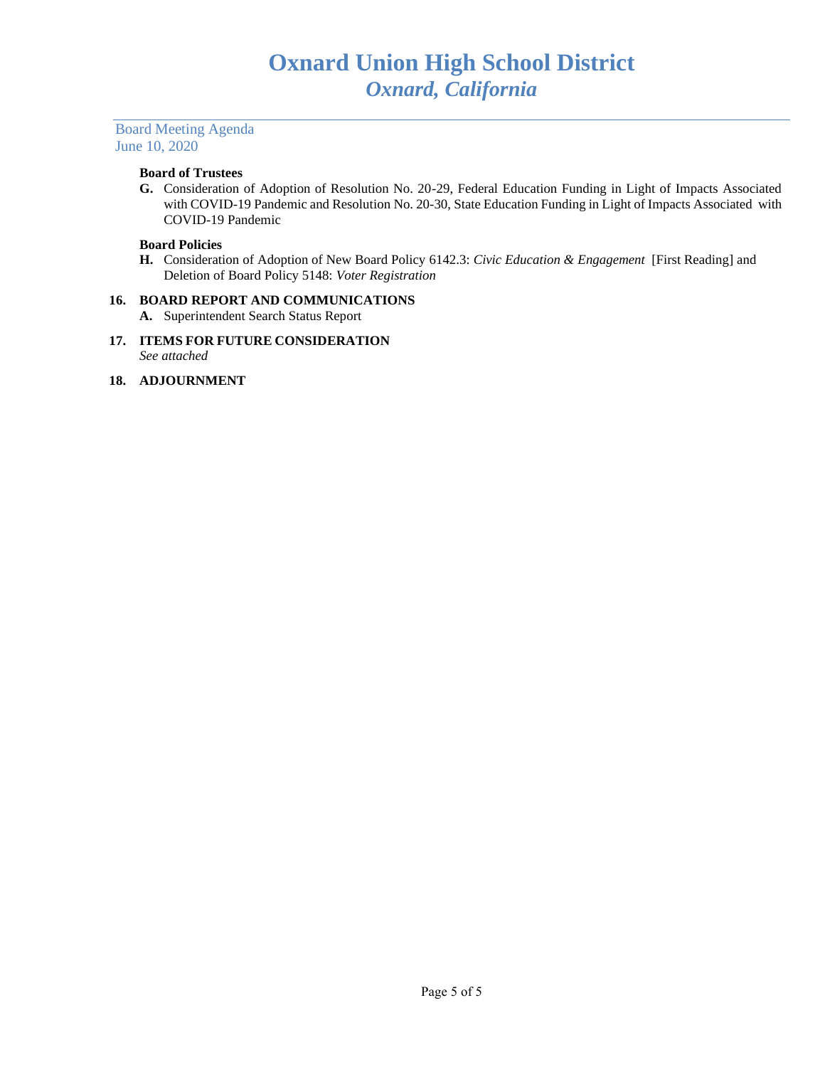**Board of Trustees**

**G.** Consideration of Adoption of Resolution No. 20-29, Federal Education Funding in Light of Impacts Associated with COVID-19 Pandemic and Resolution No. 20-30, State Education Funding in Light of Impacts Associated with COVID-19 Pandemic

**Board Policies**

**H.** Consideration of Adoption of New Board Policy 6142.3: *Civic Education & Engagement* [First Reading] and Deletion of Board Policy 5148: *Voter Registration*

**16. BOARD REPORT AND COMMUNICATIONS**

**A.** Superintendent Search Status Report

**17. ITEMS FOR FUTURE CONSIDERATION**

*See attached*

**18. ADJOURNMENT**